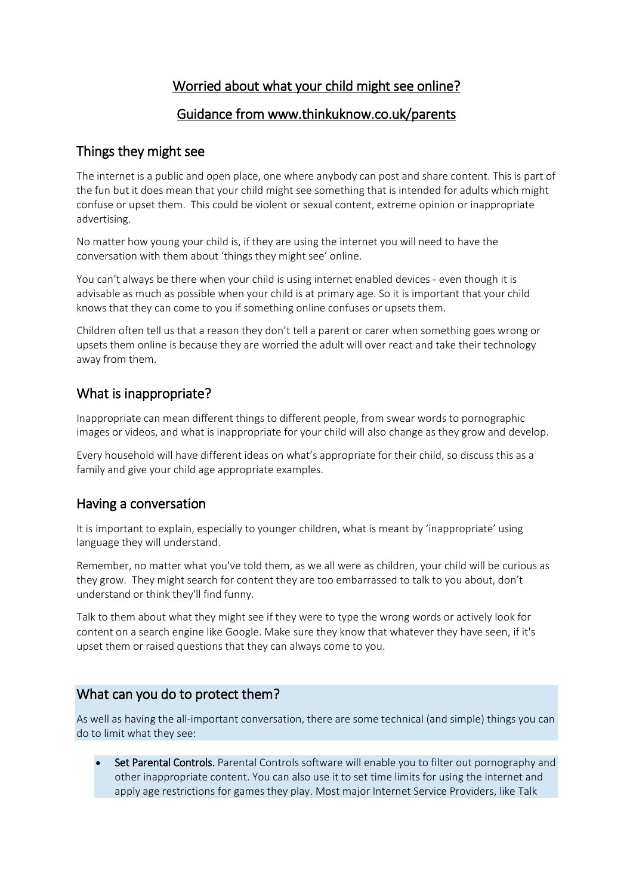# Worried about what your child might see online?

## Guidance from www.thinkuknow.co.uk/parents

## Things they might see

The internet is a public and open place, one where anybody can post and share content. This is part of the fun but it does mean that your child might see something that is intended for adults which might confuse or upset them. This could be violent or sexual content, extreme opinion or inappropriate advertising.

No matter how young your child is, if they are using the internet you will need to have the conversation with them about 'things they might see' online.

You can't always be there when your child is using internet enabled devices - even though it is advisable as much as possible when your child is at primary age. So it is important that your child knows that they can come to you if something online confuses or upsets them.

Children often tell us that a reason they don't tell a parent or carer when something goes wrong or upsets them online is because they are worried the adult will over react and take their technology away from them.

## What is inappropriate?

Inappropriate can mean different things to different people, from swear words to pornographic images or videos, and what is inappropriate for your child will also change as they grow and develop.

Every household will have different ideas on what's appropriate for their child, so discuss this as a family and give your child age appropriate examples.

## Having a conversation

It is important to explain, especially to younger children, what is meant by 'inappropriate' using language they will understand.

Remember, no matter what you've told them, as we all were as children, your child will be curious as they grow. They might search for content they are too embarrassed to talk to you about, don't understand or think they'll find funny.

Talk to them about what they might see if they were to type the wrong words or actively look for content on a search engine like Google. Make sure they know that whatever they have seen, if it's upset them or raised questions that they can always come to you.

## What can you do to protect them?

As well as having the all-important conversation, there are some technical (and simple) things you can do to limit what they see:

- **Set Parental Controls.** Parental Controls software will enable you to filter out pornography and other inappropriate content. You can also use it to set time limits for using the internet and apply age restrictions for games they play. Most major Internet Service Providers, like Talk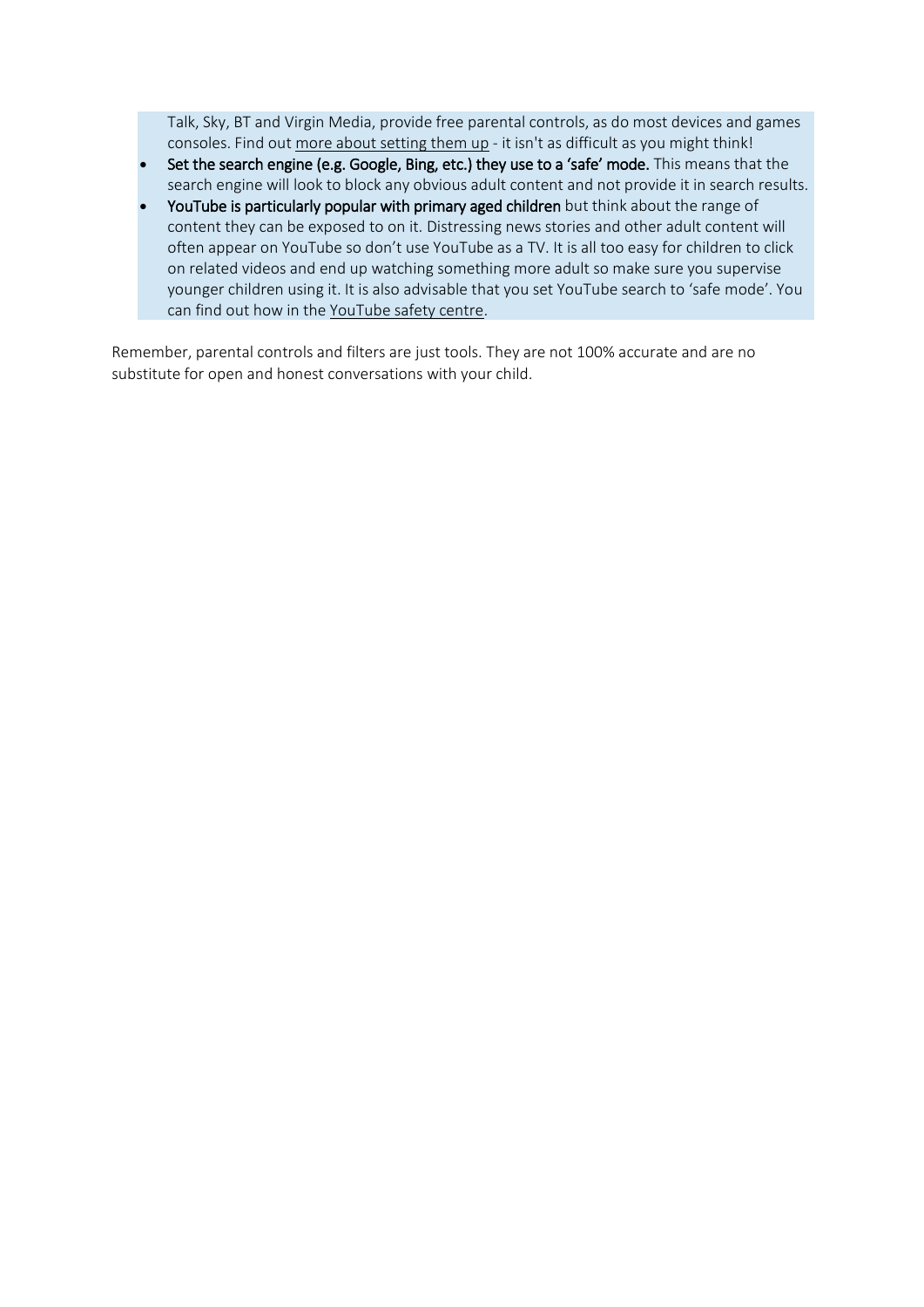Talk, Sky, BT and Virgin Media, provide free parental controls, as do most devices and games consoles. Find out more about setting them up - it isn't as difficult as you might think!

- **Set the search engine (e.g. Google, Bing, etc.) they use to a 'safe' mode.** This means that the search engine will look to block any obvious adult content and not provide it in search results.
- **YouTube is particularly popular with primary aged children** but think about the range of content they can be exposed to on it. Distressing news stories and other adult content will often appear on YouTube so don't use YouTube as a TV. It is all too easy for children to click on related videos and end up watching something more adult so make sure you supervise younger children using it. It is also advisable that you set YouTube search to 'safe mode'. You can find out how in the YouTube safety centre.

Remember, parental controls and filters are just tools. They are not 100% accurate and are no substitute for open and honest conversations with your child.